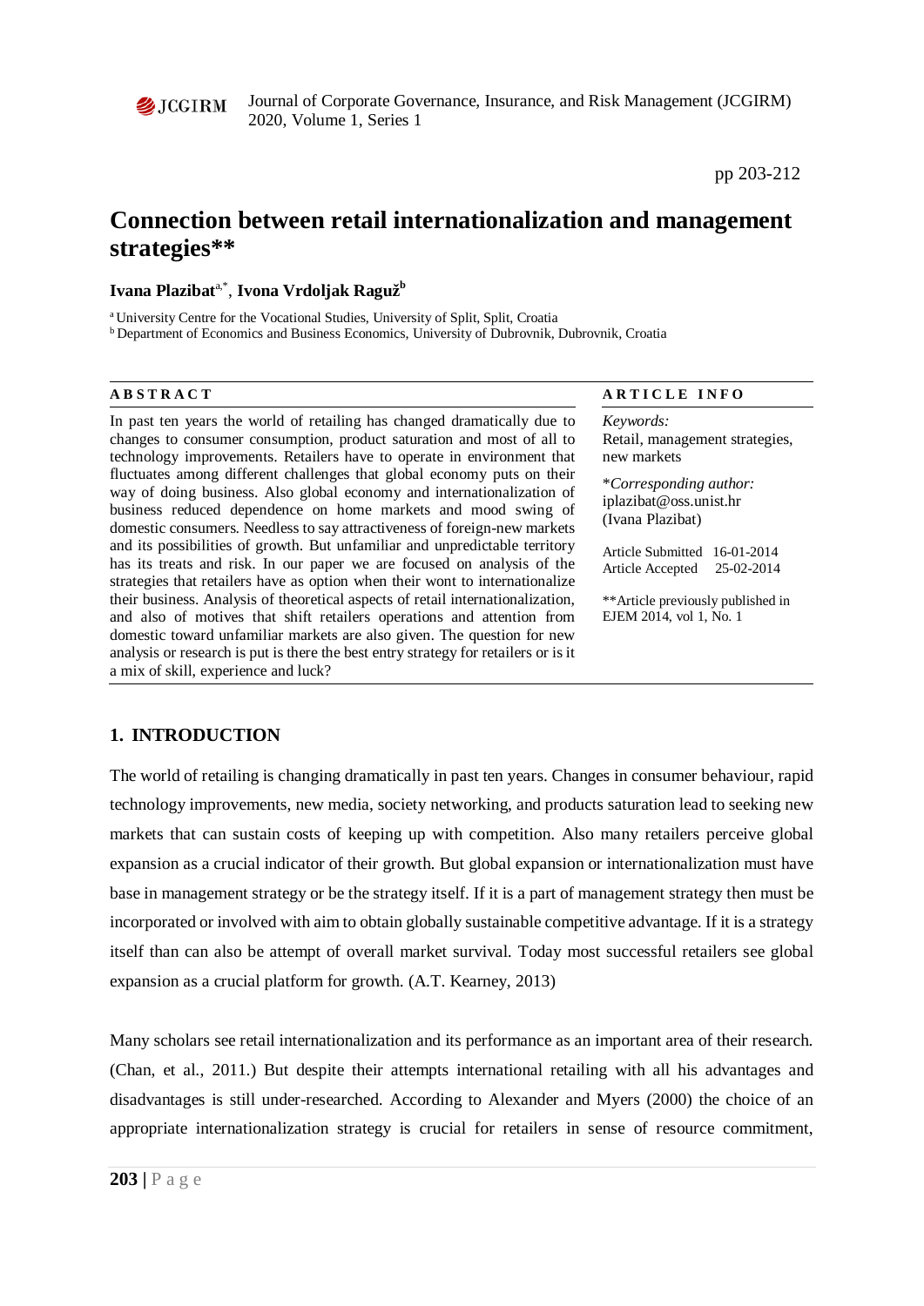# Connection between retail internationalization and management strategies**

**Ivana Plazibat**[a,*], **Ivona Vrdoljak Raguž**[b]

[a] University Centre for the Vocational Studies, University of Split, Split, Croatia
[b] Department of Economics and Business Economics, University of Dubrovnik, Dubrovnik, Croatia

## ABSTRACT

In past ten years the world of retailing has changed dramatically due to changes to consumer consumption, product saturation and most of all to technology improvements. Retailers have to operate in environment that fluctuates among different challenges that global economy puts on their way of doing business. Also global economy and internationalization of business reduced dependence on home markets and mood swing of domestic consumers. Needless to say attractiveness of foreign-new markets and its possibilities of growth. But unfamiliar and unpredictable territory has its treats and risk. In our paper we are focused on analysis of the strategies that retailers have as option when their wont to internationalize their business. Analysis of theoretical aspects of retail internationalization, and also of motives that shift retailers operations and attention from domestic toward unfamiliar markets are also given. The question for new analysis or research is put is there the best entry strategy for retailers or is it a mix of skill, experience and luck?

## ARTICLE INFO

*Keywords:*
Retail, management strategies, new markets

\**Corresponding author:*
iplazibat@oss.unist.hr
(Ivana Plazibat)

Article Submitted 16-01-2014
Article Accepted 25-02-2014

**Article previously published in EJEM 2014, vol 1, No. 1

## 1. INTRODUCTION

The world of retailing is changing dramatically in past ten years. Changes in consumer behaviour, rapid technology improvements, new media, society networking, and products saturation lead to seeking new markets that can sustain costs of keeping up with competition. Also many retailers perceive global expansion as a crucial indicator of their growth. But global expansion or internationalization must have base in management strategy or be the strategy itself. If it is a part of management strategy then must be incorporated or involved with aim to obtain globally sustainable competitive advantage. If it is a strategy itself than can also be attempt of overall market survival. Today most successful retailers see global expansion as a crucial platform for growth. (A.T. Kearney, 2013)

Many scholars see retail internationalization and its performance as an important area of their research. (Chan, et al., 2011.) But despite their attempts international retailing with all his advantages and disadvantages is still under-researched. According to Alexander and Myers (2000) the choice of an appropriate internationalization strategy is crucial for retailers in sense of resource commitment,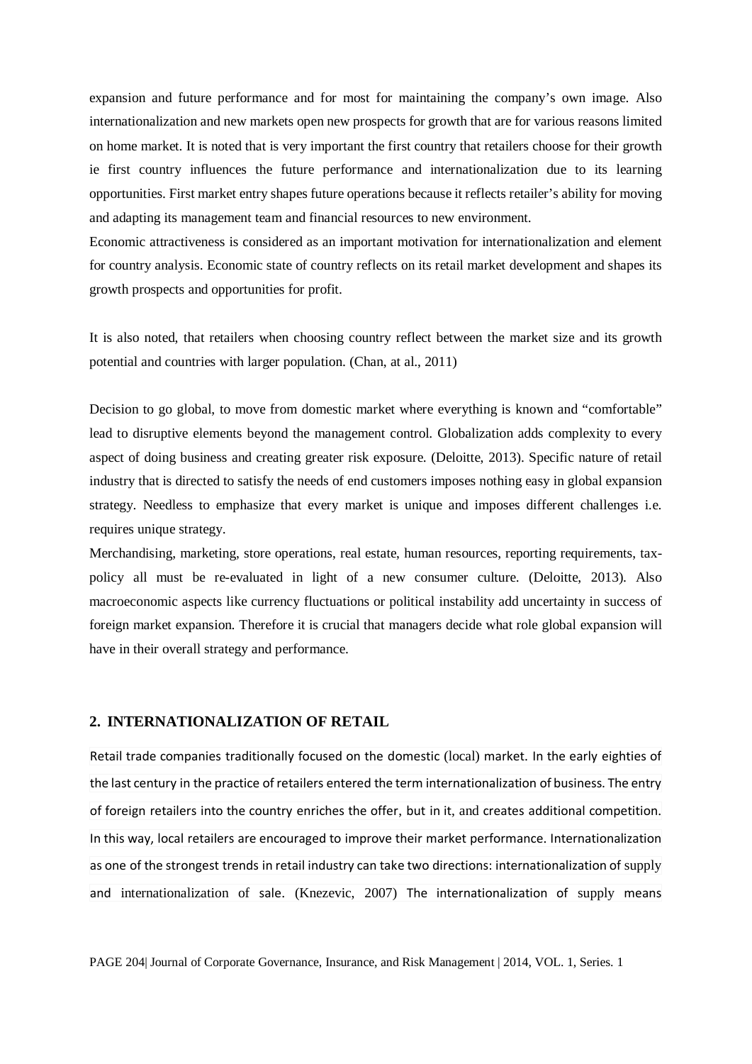expansion and future performance and for most for maintaining the company's own image. Also internationalization and new markets open new prospects for growth that are for various reasons limited on home market. It is noted that is very important the first country that retailers choose for their growth ie first country influences the future performance and internationalization due to its learning opportunities. First market entry shapes future operations because it reflects retailer's ability for moving and adapting its management team and financial resources to new environment.

Economic attractiveness is considered as an important motivation for internationalization and element for country analysis. Economic state of country reflects on its retail market development and shapes its growth prospects and opportunities for profit.

It is also noted, that retailers when choosing country reflect between the market size and its growth potential and countries with larger population. (Chan, at al., 2011)

Decision to go global, to move from domestic market where everything is known and "comfortable" lead to disruptive elements beyond the management control. Globalization adds complexity to every aspect of doing business and creating greater risk exposure. (Deloitte, 2013). Specific nature of retail industry that is directed to satisfy the needs of end customers imposes nothing easy in global expansion strategy. Needless to emphasize that every market is unique and imposes different challenges i.e. requires unique strategy.

Merchandising, marketing, store operations, real estate, human resources, reporting requirements, tax-policy all must be re-evaluated in light of a new consumer culture. (Deloitte, 2013). Also macroeconomic aspects like currency fluctuations or political instability add uncertainty in success of foreign market expansion. Therefore it is crucial that managers decide what role global expansion will have in their overall strategy and performance.

## 2. INTERNATIONALIZATION OF RETAIL

Retail trade companies traditionally focused on the domestic (local) market. In the early eighties of the last century in the practice of retailers entered the term internationalization of business. The entry of foreign retailers into the country enriches the offer, but in it, and creates additional competition. In this way, local retailers are encouraged to improve their market performance. Internationalization as one of the strongest trends in retail industry can take two directions: internationalization of supply and internationalization of sale. (Knezevic, 2007) The internationalization of supply means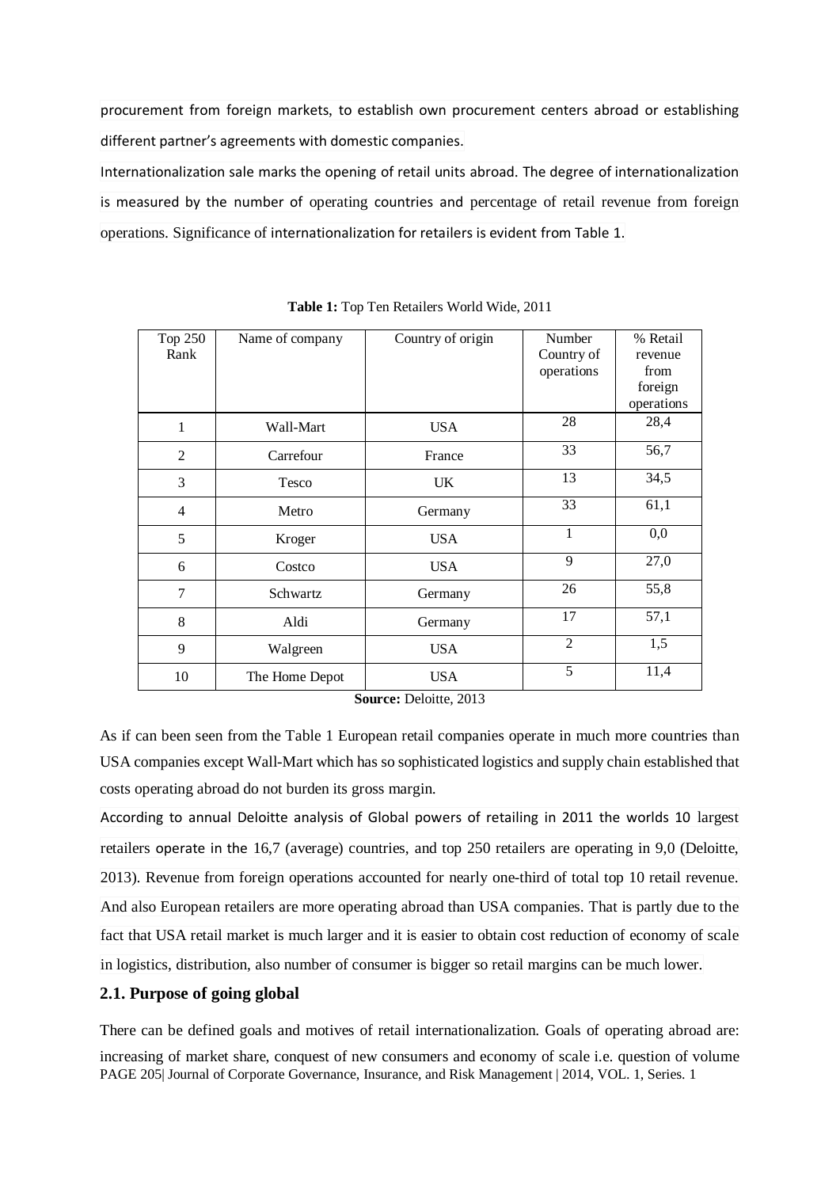procurement from foreign markets, to establish own procurement centers abroad or establishing different partner's agreements with domestic companies.

Internationalization sale marks the opening of retail units abroad. The degree of internationalization is measured by the number of operating countries and percentage of retail revenue from foreign operations. Significance of internationalization for retailers is evident from Table 1.

**Table 1:** Top Ten Retailers World Wide, 2011

| Top 250 Rank | Name of company | Country of origin | Number Country of operations | % Retail revenue from foreign operations |
|---|---|---|---|---|
| 1 | Wall-Mart | USA | 28 | 28,4 |
| 2 | Carrefour | France | 33 | 56,7 |
| 3 | Tesco | UK | 13 | 34,5 |
| 4 | Metro | Germany | 33 | 61,1 |
| 5 | Kroger | USA | 1 | 0,0 |
| 6 | Costco | USA | 9 | 27,0 |
| 7 | Schwartz | Germany | 26 | 55,8 |
| 8 | Aldi | Germany | 17 | 57,1 |
| 9 | Walgreen | USA | 2 | 1,5 |
| 10 | The Home Depot | USA | 5 | 11,4 |

**Source:** Deloitte, 2013

As if can been seen from the Table 1 European retail companies operate in much more countries than USA companies except Wall-Mart which has so sophisticated logistics and supply chain established that costs operating abroad do not burden its gross margin.

According to annual Deloitte analysis of Global powers of retailing in 2011 the worlds 10 largest retailers operate in the 16,7 (average) countries, and top 250 retailers are operating in 9,0 (Deloitte, 2013). Revenue from foreign operations accounted for nearly one-third of total top 10 retail revenue. And also European retailers are more operating abroad than USA companies. That is partly due to the fact that USA retail market is much larger and it is easier to obtain cost reduction of economy of scale in logistics, distribution, also number of consumer is bigger so retail margins can be much lower.

## 2.1. Purpose of going global

There can be defined goals and motives of retail internationalization. Goals of operating abroad are: increasing of market share, conquest of new consumers and economy of scale i.e. question of volume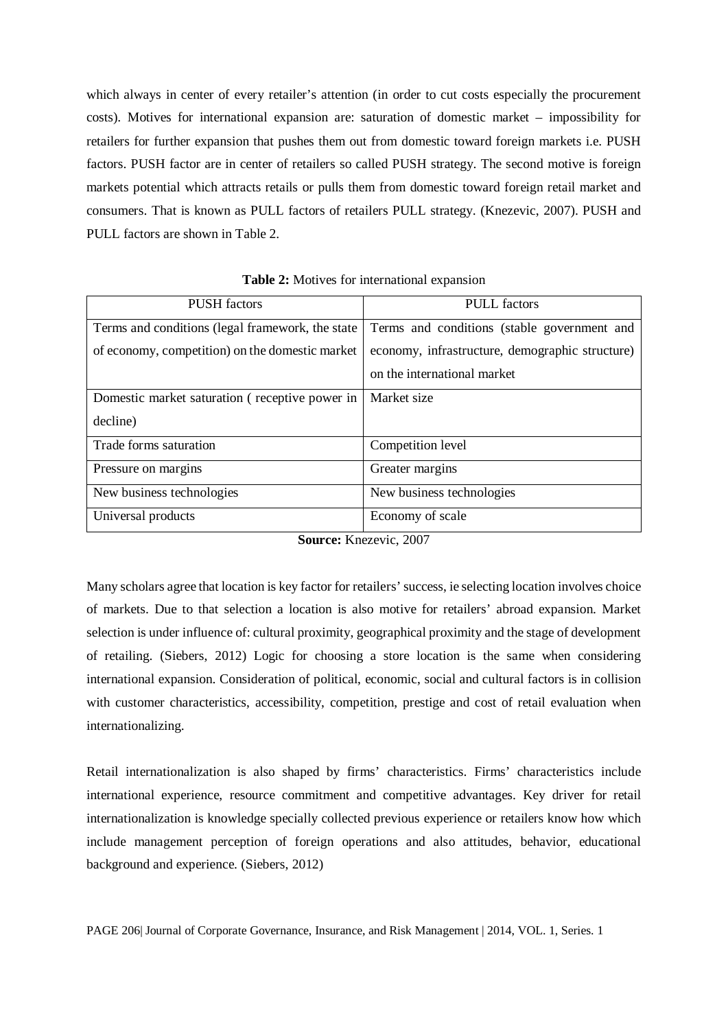which always in center of every retailer's attention (in order to cut costs especially the procurement costs). Motives for international expansion are: saturation of domestic market – impossibility for retailers for further expansion that pushes them out from domestic toward foreign markets i.e. PUSH factors. PUSH factor are in center of retailers so called PUSH strategy. The second motive is foreign markets potential which attracts retails or pulls them from domestic toward foreign retail market and consumers. That is known as PULL factors of retailers PULL strategy. (Knezevic, 2007). PUSH and PULL factors are shown in Table 2.

**Table 2:** Motives for international expansion

| PUSH factors | PULL factors |
|---|---|
| Terms and conditions (legal framework, the state of economy, competition) on the domestic market | Terms and conditions (stable government and economy, infrastructure, demographic structure) on the international market |
| Domestic market saturation ( receptive power in decline) | Market size |
| Trade forms saturation | Competition level |
| Pressure on margins | Greater margins |
| New business technologies | New business technologies |
| Universal products | Economy of scale |

**Source:** Knezevic, 2007

Many scholars agree that location is key factor for retailers' success, ie selecting location involves choice of markets. Due to that selection a location is also motive for retailers' abroad expansion. Market selection is under influence of: cultural proximity, geographical proximity and the stage of development of retailing. (Siebers, 2012) Logic for choosing a store location is the same when considering international expansion. Consideration of political, economic, social and cultural factors is in collision with customer characteristics, accessibility, competition, prestige and cost of retail evaluation when internationalizing.

Retail internationalization is also shaped by firms' characteristics. Firms' characteristics include international experience, resource commitment and competitive advantages. Key driver for retail internationalization is knowledge specially collected previous experience or retailers know how which include management perception of foreign operations and also attitudes, behavior, educational background and experience. (Siebers, 2012)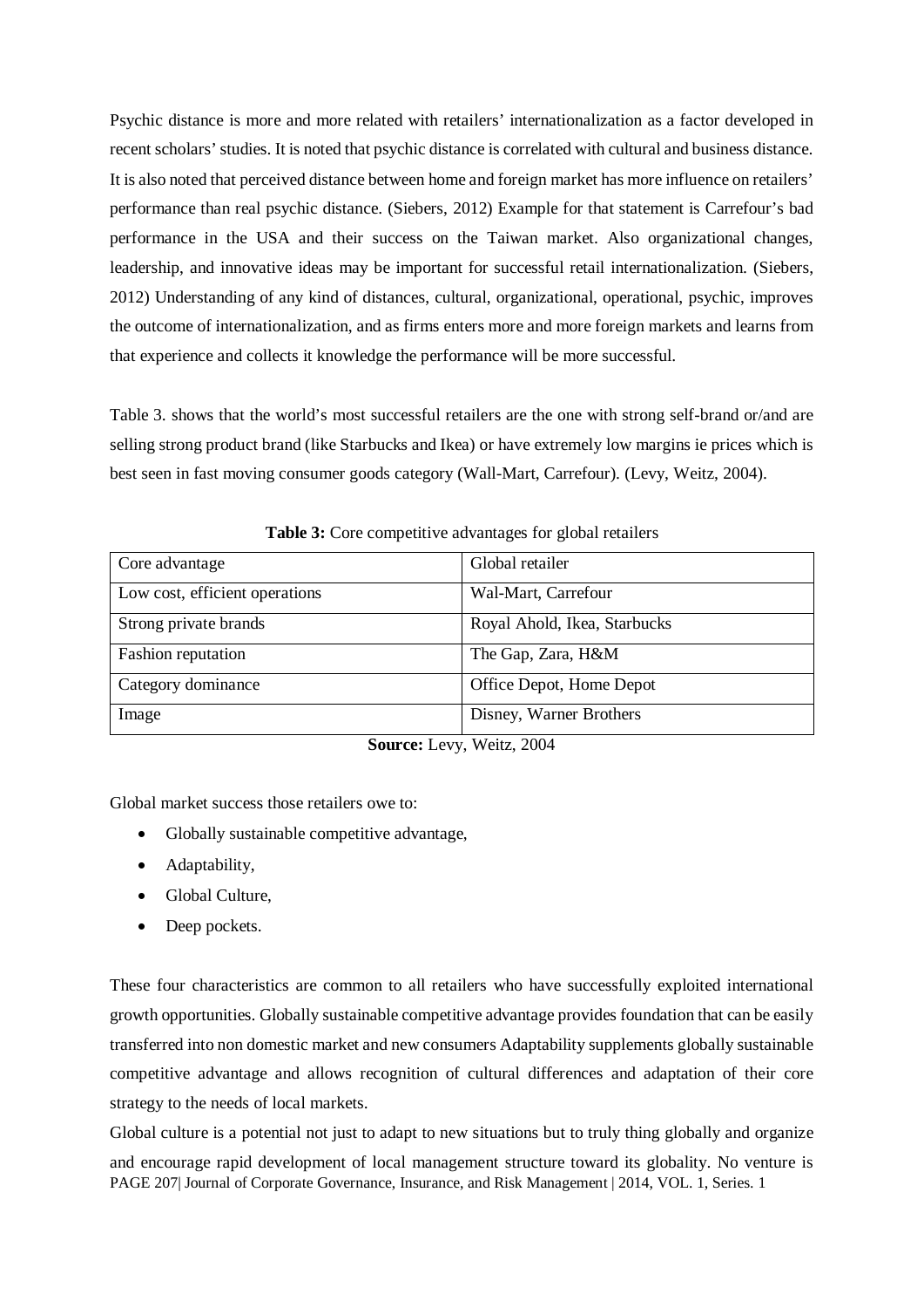Psychic distance is more and more related with retailers' internationalization as a factor developed in recent scholars' studies. It is noted that psychic distance is correlated with cultural and business distance. It is also noted that perceived distance between home and foreign market has more influence on retailers' performance than real psychic distance. (Siebers, 2012) Example for that statement is Carrefour's bad performance in the USA and their success on the Taiwan market. Also organizational changes, leadership, and innovative ideas may be important for successful retail internationalization. (Siebers, 2012) Understanding of any kind of distances, cultural, organizational, operational, psychic, improves the outcome of internationalization, and as firms enters more and more foreign markets and learns from that experience and collects it knowledge the performance will be more successful.

Table 3. shows that the world's most successful retailers are the one with strong self-brand or/and are selling strong product brand (like Starbucks and Ikea) or have extremely low margins ie prices which is best seen in fast moving consumer goods category (Wall-Mart, Carrefour). (Levy, Weitz, 2004).

**Table 3:** Core competitive advantages for global retailers

| Core advantage | Global retailer |
|---|---|
| Low cost, efficient operations | Wal-Mart, Carrefour |
| Strong private brands | Royal Ahold, Ikea, Starbucks |
| Fashion reputation | The Gap, Zara, H&M |
| Category dominance | Office Depot, Home Depot |
| Image | Disney, Warner Brothers |

**Source:** Levy, Weitz, 2004

Global market success those retailers owe to:

- Globally sustainable competitive advantage,
- Adaptability,
- Global Culture,
- Deep pockets.

These four characteristics are common to all retailers who have successfully exploited international growth opportunities. Globally sustainable competitive advantage provides foundation that can be easily transferred into non domestic market and new consumers Adaptability supplements globally sustainable competitive advantage and allows recognition of cultural differences and adaptation of their core strategy to the needs of local markets.

Global culture is a potential not just to adapt to new situations but to truly thing globally and organize and encourage rapid development of local management structure toward its globality. No venture is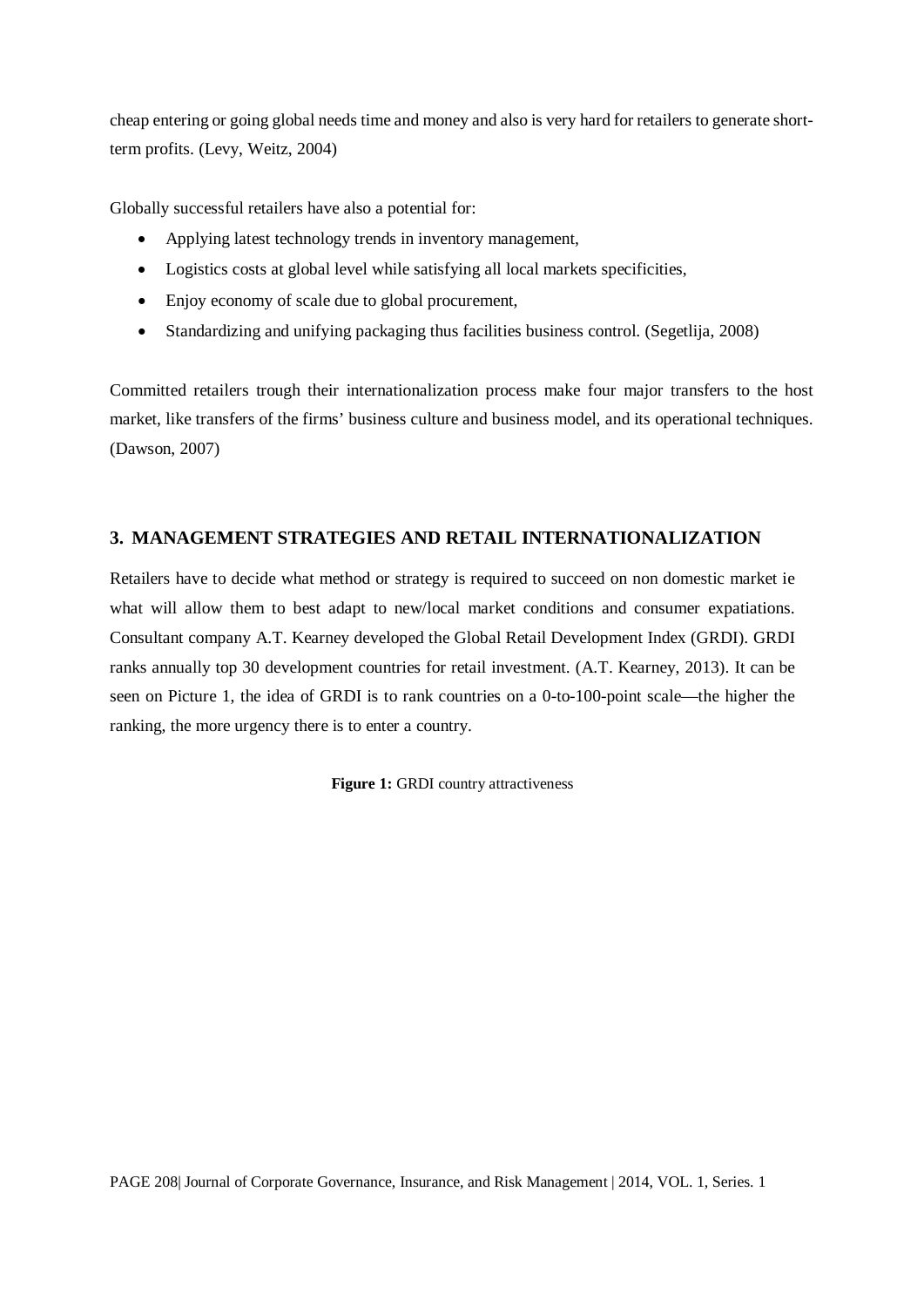cheap entering or going global needs time and money and also is very hard for retailers to generate short-term profits. (Levy, Weitz, 2004)

Globally successful retailers have also a potential for:

- Applying latest technology trends in inventory management,
- Logistics costs at global level while satisfying all local markets specificities,
- Enjoy economy of scale due to global procurement,
- Standardizing and unifying packaging thus facilities business control. (Segetlija, 2008)

Committed retailers trough their internationalization process make four major transfers to the host market, like transfers of the firms' business culture and business model, and its operational techniques. (Dawson, 2007)

## 3. MANAGEMENT STRATEGIES AND RETAIL INTERNATIONALIZATION

Retailers have to decide what method or strategy is required to succeed on non domestic market ie what will allow them to best adapt to new/local market conditions and consumer expatiations. Consultant company A.T. Kearney developed the Global Retail Development Index (GRDI). GRDI ranks annually top 30 development countries for retail investment. (A.T. Kearney, 2013). It can be seen on Picture 1, the idea of GRDI is to rank countries on a 0-to-100-point scale—the higher the ranking, the more urgency there is to enter a country.

**Figure 1:** GRDI country attractiveness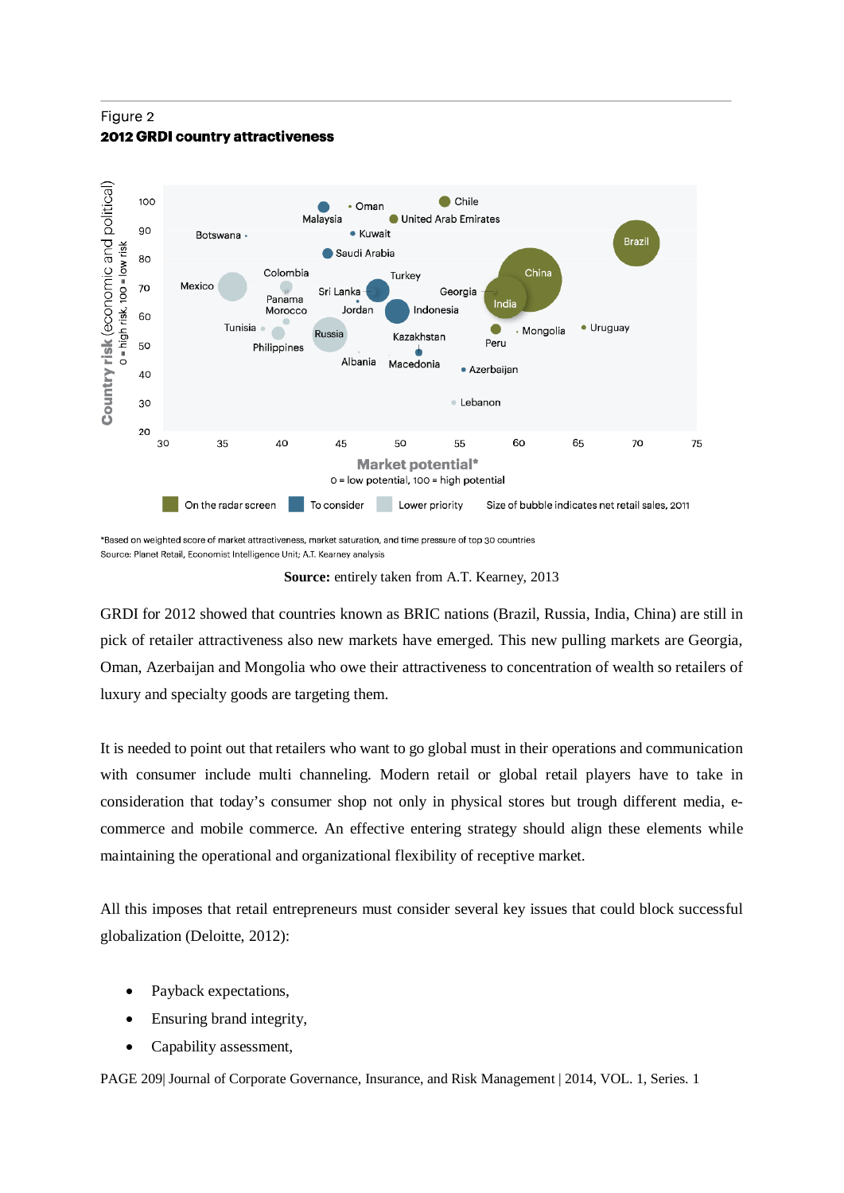Figure 2

**2012 GRDI country attractiveness**

*Based on weighted score of market attractiveness, market saturation, and time pressure of top 30 countries
Source: Planet Retail, Economist Intelligence Unit; A.T. Kearney analysis

**Source:** entirely taken from A.T. Kearney, 2013

GRDI for 2012 showed that countries known as BRIC nations (Brazil, Russia, India, China) are still in pick of retailer attractiveness also new markets have emerged. This new pulling markets are Georgia, Oman, Azerbaijan and Mongolia who owe their attractiveness to concentration of wealth so retailers of luxury and specialty goods are targeting them.

It is needed to point out that retailers who want to go global must in their operations and communication with consumer include multi channeling. Modern retail or global retail players have to take in consideration that today's consumer shop not only in physical stores but trough different media, e-commerce and mobile commerce. An effective entering strategy should align these elements while maintaining the operational and organizational flexibility of receptive market.

All this imposes that retail entrepreneurs must consider several key issues that could block successful globalization (Deloitte, 2012):

- Payback expectations,
- Ensuring brand integrity,
- Capability assessment,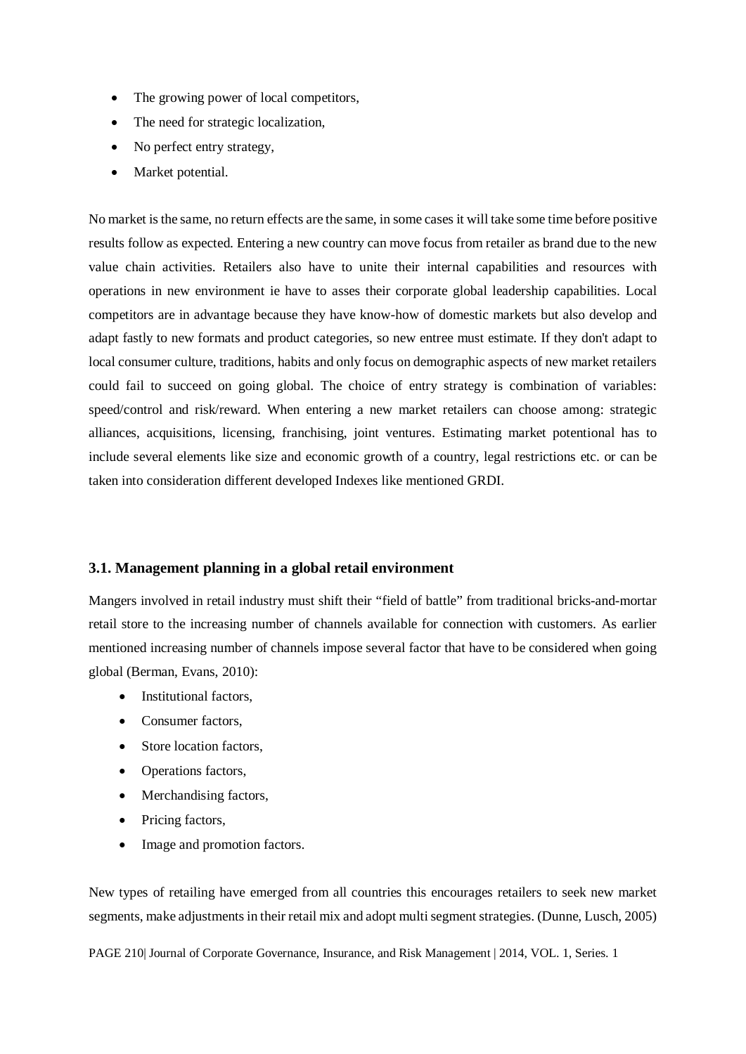- The growing power of local competitors,
- The need for strategic localization,
- No perfect entry strategy,
- Market potential.

No market is the same, no return effects are the same, in some cases it will take some time before positive results follow as expected. Entering a new country can move focus from retailer as brand due to the new value chain activities. Retailers also have to unite their internal capabilities and resources with operations in new environment ie have to asses their corporate global leadership capabilities. Local competitors are in advantage because they have know-how of domestic markets but also develop and adapt fastly to new formats and product categories, so new entree must estimate. If they don't adapt to local consumer culture, traditions, habits and only focus on demographic aspects of new market retailers could fail to succeed on going global. The choice of entry strategy is combination of variables: speed/control and risk/reward. When entering a new market retailers can choose among: strategic alliances, acquisitions, licensing, franchising, joint ventures. Estimating market potentional has to include several elements like size and economic growth of a country, legal restrictions etc. or can be taken into consideration different developed Indexes like mentioned GRDI.

### 3.1. Management planning in a global retail environment

Mangers involved in retail industry must shift their “field of battle” from traditional bricks-and-mortar retail store to the increasing number of channels available for connection with customers. As earlier mentioned increasing number of channels impose several factor that have to be considered when going global (Berman, Evans, 2010):

- Institutional factors,
- Consumer factors,
- Store location factors,
- Operations factors,
- Merchandising factors,
- Pricing factors,
- Image and promotion factors.

New types of retailing have emerged from all countries this encourages retailers to seek new market segments, make adjustments in their retail mix and adopt multi segment strategies. (Dunne, Lusch, 2005)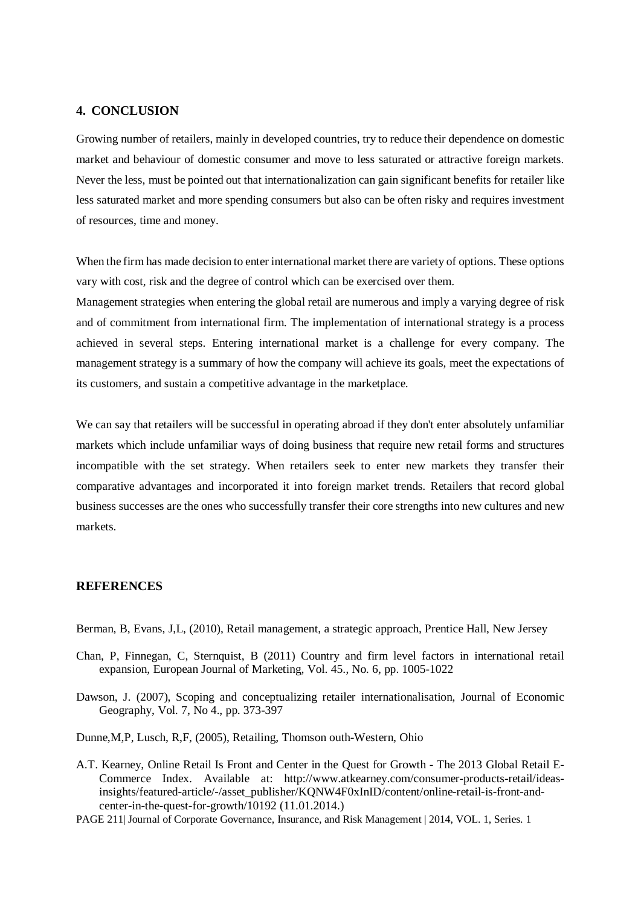## 4. CONCLUSION

Growing number of retailers, mainly in developed countries, try to reduce their dependence on domestic market and behaviour of domestic consumer and move to less saturated or attractive foreign markets. Never the less, must be pointed out that internationalization can gain significant benefits for retailer like less saturated market and more spending consumers but also can be often risky and requires investment of resources, time and money.

When the firm has made decision to enter international market there are variety of options. These options vary with cost, risk and the degree of control which can be exercised over them.
Management strategies when entering the global retail are numerous and imply a varying degree of risk and of commitment from international firm. The implementation of international strategy is a process achieved in several steps. Entering international market is a challenge for every company. The management strategy is a summary of how the company will achieve its goals, meet the expectations of its customers, and sustain a competitive advantage in the marketplace.

We can say that retailers will be successful in operating abroad if they don't enter absolutely unfamiliar markets which include unfamiliar ways of doing business that require new retail forms and structures incompatible with the set strategy. When retailers seek to enter new markets they transfer their comparative advantages and incorporated it into foreign market trends. Retailers that record global business successes are the ones who successfully transfer their core strengths into new cultures and new markets.

## REFERENCES

Berman, B, Evans, J,L, (2010), Retail management, a strategic approach, Prentice Hall, New Jersey

Chan, P, Finnegan, C, Sternquist, B (2011) Country and firm level factors in international retail expansion, European Journal of Marketing, Vol. 45., No. 6, pp. 1005-1022

Dawson, J. (2007), Scoping and conceptualizing retailer internationalisation, Journal of Economic Geography, Vol. 7, No 4., pp. 373-397

Dunne,M,P, Lusch, R,F, (2005), Retailing, Thomson outh-Western, Ohio

A.T. Kearney, Online Retail Is Front and Center in the Quest for Growth - The 2013 Global Retail E-Commerce Index. Available at: http://www.atkearney.com/consumer-products-retail/ideas-insights/featured-article/-/asset_publisher/KQNW4F0xInID/content/online-retail-is-front-and-center-in-the-quest-for-growth/10192 (11.01.2014.)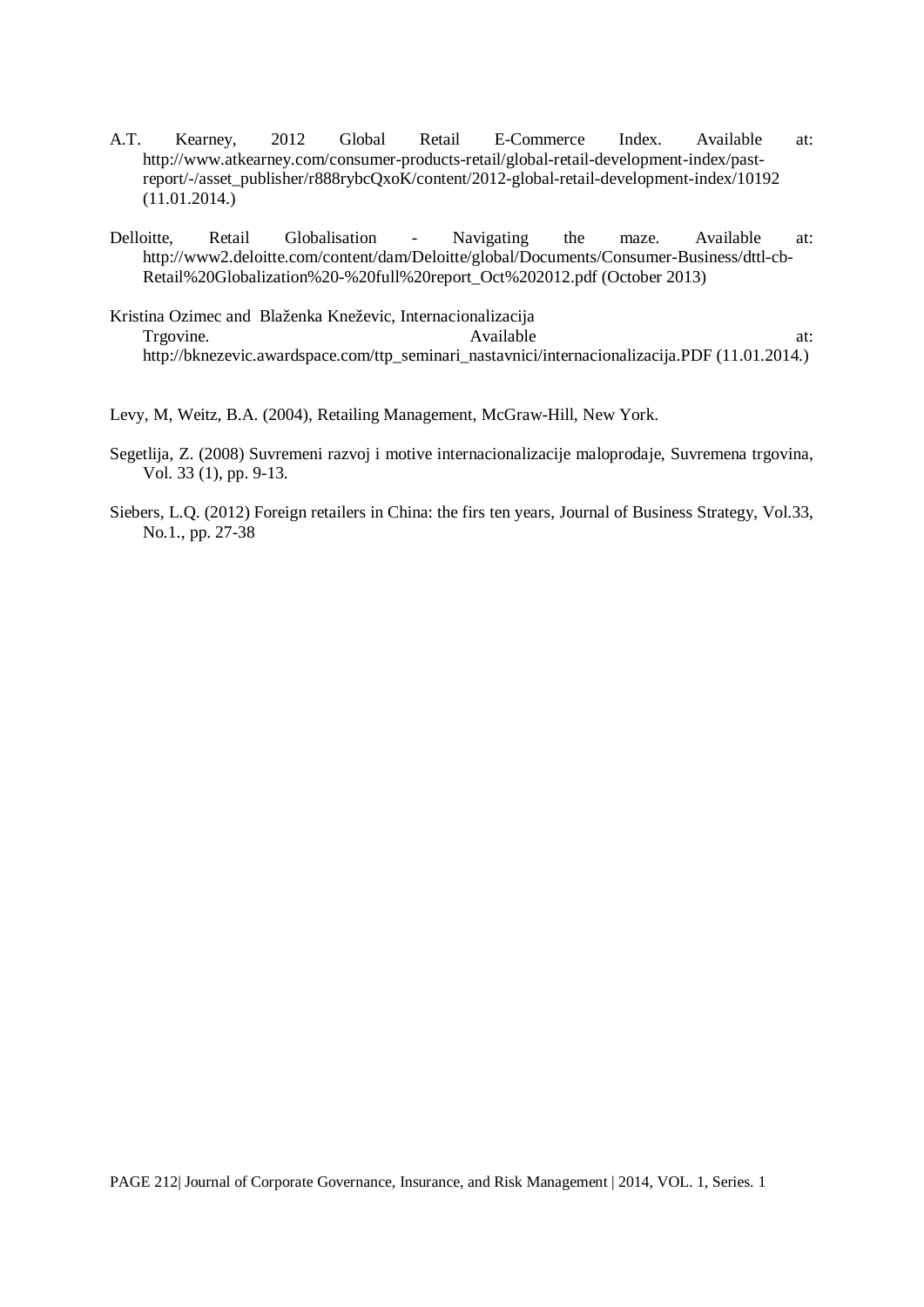A.T. Kearney, 2012 Global Retail E-Commerce Index. Available at: http://www.atkearney.com/consumer-products-retail/global-retail-development-index/past-report/-/asset_publisher/r888rybcQxoK/content/2012-global-retail-development-index/10192 (11.01.2014.)

Delloitte, Retail Globalisation - Navigating the maze. Available at: http://www2.deloitte.com/content/dam/Deloitte/global/Documents/Consumer-Business/dttl-cb-Retail%20Globalization%20-%20full%20report_Oct%202012.pdf (October 2013)

Kristina Ozimec and Blaženka Kneževic, Internacionalizacija Trgovine. Available at: http://bknezevic.awardspace.com/ttp_seminari_nastavnici/internacionalizacija.PDF (11.01.2014.)

Levy, M, Weitz, B.A. (2004), Retailing Management, McGraw-Hill, New York.

Segetlija, Z. (2008) Suvremeni razvoj i motive internacionalizacije maloprodaje, Suvremena trgovina, Vol. 33 (1), pp. 9-13.

Siebers, L.Q. (2012) Foreign retailers in China: the firs ten years, Journal of Business Strategy, Vol.33, No.1., pp. 27-38